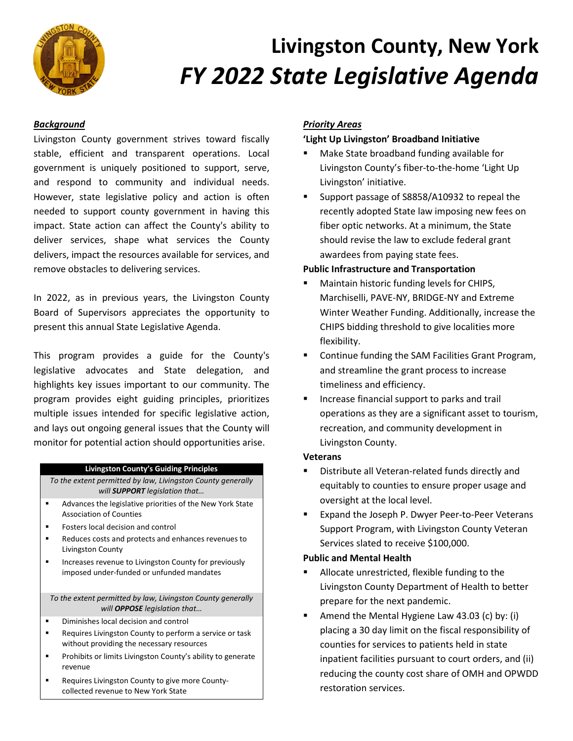# Livingston County, New York

# *FY 2022 State Legislative Agenda*

## ***Background***

Livingston County government strives toward fiscally stable, efficient and transparent operations. Local government is uniquely positioned to support, serve, and respond to community and individual needs. However, state legislative policy and action is often needed to support county government in having this impact. State action can affect the County's ability to deliver services, shape what services the County delivers, impact the resources available for services, and remove obstacles to delivering services.

In 2022, as in previous years, the Livingston County Board of Supervisors appreciates the opportunity to present this annual State Legislative Agenda.

This program provides a guide for the County's legislative advocates and State delegation, and highlights key issues important to our community. The program provides eight guiding principles, prioritizes multiple issues intended for specific legislative action, and lays out ongoing general issues that the County will monitor for potential action should opportunities arise.

**Livingston County's Guiding Principles**

*To the extent permitted by law, Livingston County generally will **SUPPORT** legislation that…*

- Advances the legislative priorities of the New York State Association of Counties
- Fosters local decision and control
- Reduces costs and protects and enhances revenues to Livingston County
- Increases revenue to Livingston County for previously imposed under-funded or unfunded mandates

*To the extent permitted by law, Livingston County generally will **OPPOSE** legislation that…*

- Diminishes local decision and control
- Requires Livingston County to perform a service or task without providing the necessary resources
- Prohibits or limits Livingston County's ability to generate revenue
- Requires Livingston County to give more County-collected revenue to New York State

## ***Priority Areas***

**'Light Up Livingston' Broadband Initiative**

- Make State broadband funding available for Livingston County's fiber-to-the-home 'Light Up Livingston' initiative.
- Support passage of S8858/A10932 to repeal the recently adopted State law imposing new fees on fiber optic networks. At a minimum, the State should revise the law to exclude federal grant awardees from paying state fees.

**Public Infrastructure and Transportation**

- Maintain historic funding levels for CHIPS, Marchiselli, PAVE-NY, BRIDGE-NY and Extreme Winter Weather Funding. Additionally, increase the CHIPS bidding threshold to give localities more flexibility.
- Continue funding the SAM Facilities Grant Program, and streamline the grant process to increase timeliness and efficiency.
- Increase financial support to parks and trail operations as they are a significant asset to tourism, recreation, and community development in Livingston County.

**Veterans**

- Distribute all Veteran-related funds directly and equitably to counties to ensure proper usage and oversight at the local level.
- Expand the Joseph P. Dwyer Peer-to-Peer Veterans Support Program, with Livingston County Veteran Services slated to receive $100,000.

**Public and Mental Health**

- Allocate unrestricted, flexible funding to the Livingston County Department of Health to better prepare for the next pandemic.
- Amend the Mental Hygiene Law 43.03 (c) by: (i) placing a 30 day limit on the fiscal responsibility of counties for services to patients held in state inpatient facilities pursuant to court orders, and (ii) reducing the county cost share of OMH and OPWDD restoration services.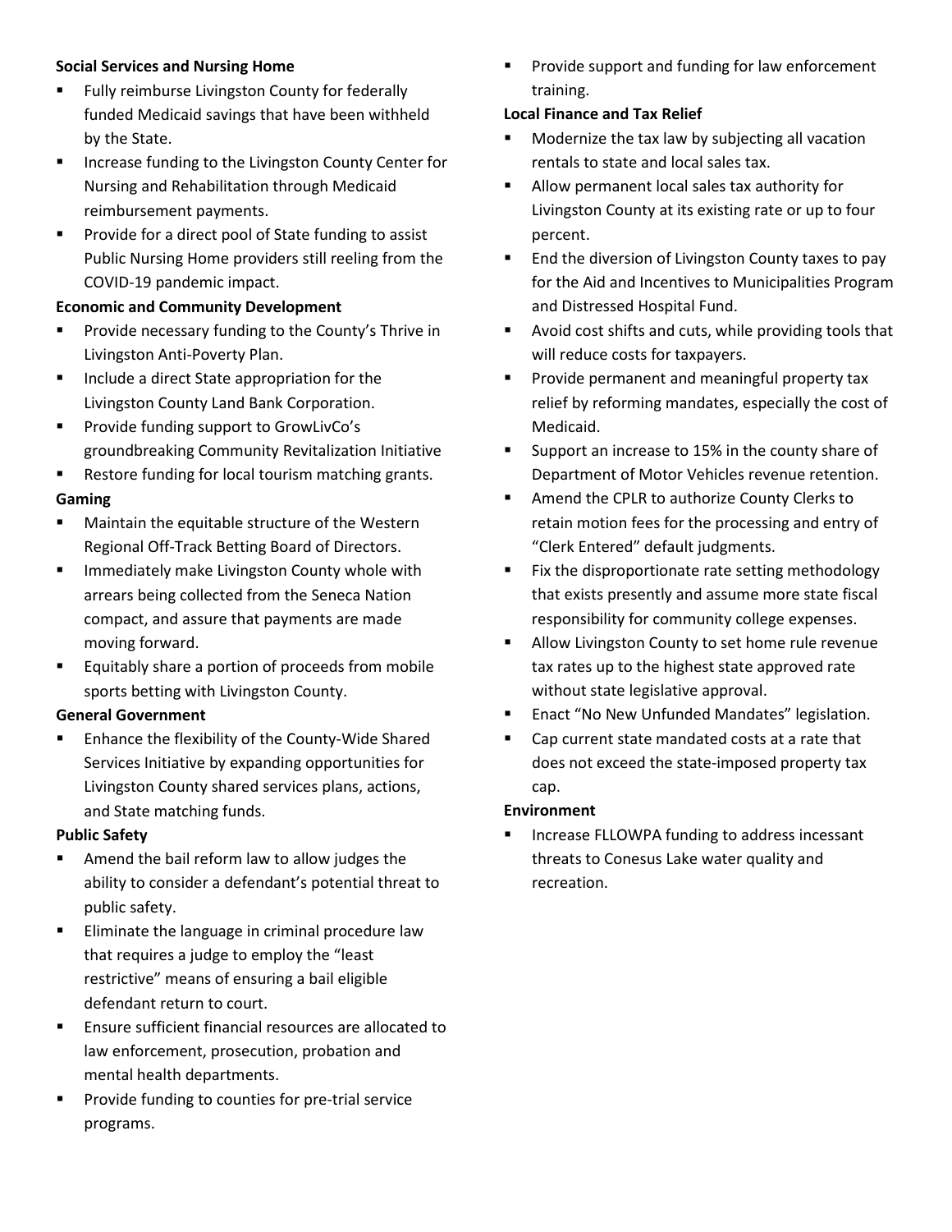**Social Services and Nursing Home**

- Fully reimburse Livingston County for federally funded Medicaid savings that have been withheld by the State.
- Increase funding to the Livingston County Center for Nursing and Rehabilitation through Medicaid reimbursement payments.
- Provide for a direct pool of State funding to assist Public Nursing Home providers still reeling from the COVID-19 pandemic impact.

**Economic and Community Development**

- Provide necessary funding to the County's Thrive in Livingston Anti-Poverty Plan.
- Include a direct State appropriation for the Livingston County Land Bank Corporation.
- Provide funding support to GrowLivCo's groundbreaking Community Revitalization Initiative
- Restore funding for local tourism matching grants.

**Gaming**

- Maintain the equitable structure of the Western Regional Off-Track Betting Board of Directors.
- Immediately make Livingston County whole with arrears being collected from the Seneca Nation compact, and assure that payments are made moving forward.
- Equitably share a portion of proceeds from mobile sports betting with Livingston County.

**General Government**

- Enhance the flexibility of the County-Wide Shared Services Initiative by expanding opportunities for Livingston County shared services plans, actions, and State matching funds.

**Public Safety**

- Amend the bail reform law to allow judges the ability to consider a defendant's potential threat to public safety.
- Eliminate the language in criminal procedure law that requires a judge to employ the "least restrictive" means of ensuring a bail eligible defendant return to court.
- Ensure sufficient financial resources are allocated to law enforcement, prosecution, probation and mental health departments.
- Provide funding to counties for pre-trial service programs.
- Provide support and funding for law enforcement training.

**Local Finance and Tax Relief**

- Modernize the tax law by subjecting all vacation rentals to state and local sales tax.
- Allow permanent local sales tax authority for Livingston County at its existing rate or up to four percent.
- End the diversion of Livingston County taxes to pay for the Aid and Incentives to Municipalities Program and Distressed Hospital Fund.
- Avoid cost shifts and cuts, while providing tools that will reduce costs for taxpayers.
- Provide permanent and meaningful property tax relief by reforming mandates, especially the cost of Medicaid.
- Support an increase to 15% in the county share of Department of Motor Vehicles revenue retention.
- Amend the CPLR to authorize County Clerks to retain motion fees for the processing and entry of "Clerk Entered" default judgments.
- Fix the disproportionate rate setting methodology that exists presently and assume more state fiscal responsibility for community college expenses.
- Allow Livingston County to set home rule revenue tax rates up to the highest state approved rate without state legislative approval.
- Enact "No New Unfunded Mandates" legislation.
- Cap current state mandated costs at a rate that does not exceed the state-imposed property tax cap.

**Environment**

- Increase FLLOWPA funding to address incessant threats to Conesus Lake water quality and recreation.